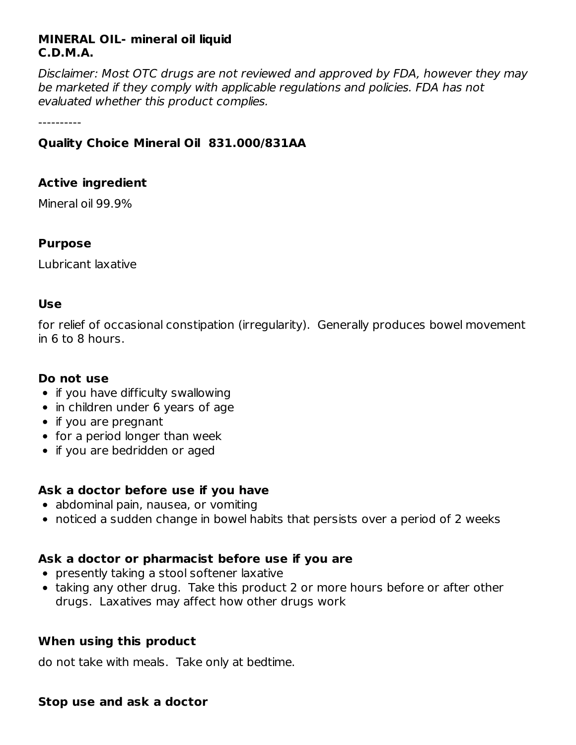**MINERAL OIL- mineral oil liquid**
**C.D.M.A.**

*Disclaimer: Most OTC drugs are not reviewed and approved by FDA, however they may be marketed if they comply with applicable regulations and policies. FDA has not evaluated whether this product complies.*

----------

### Quality Choice Mineral Oil 831.000/831AA

### Active ingredient

Mineral oil 99.9%

### Purpose

Lubricant laxative

### Use

for relief of occasional constipation (irregularity). Generally produces bowel movement in 6 to 8 hours.

### Do not use

- if you have difficulty swallowing
- in children under 6 years of age
- if you are pregnant
- for a period longer than week
- if you are bedridden or aged

### Ask a doctor before use if you have

- abdominal pain, nausea, or vomiting
- noticed a sudden change in bowel habits that persists over a period of 2 weeks

### Ask a doctor or pharmacist before use if you are

- presently taking a stool softener laxative
- taking any other drug. Take this product 2 or more hours before or after other drugs. Laxatives may affect how other drugs work

### When using this product

do not take with meals. Take only at bedtime.

### Stop use and ask a doctor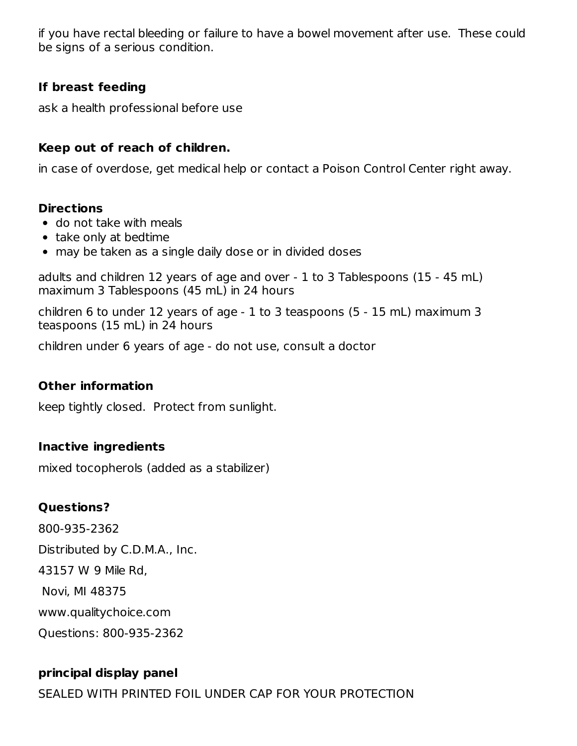if you have rectal bleeding or failure to have a bowel movement after use. These could be signs of a serious condition.

### If breast feeding

ask a health professional before use

### Keep out of reach of children.

in case of overdose, get medical help or contact a Poison Control Center right away.

### Directions

- do not take with meals
- take only at bedtime
- may be taken as a single daily dose or in divided doses

adults and children 12 years of age and over - 1 to 3 Tablespoons (15 - 45 mL) maximum 3 Tablespoons (45 mL) in 24 hours

children 6 to under 12 years of age - 1 to 3 teaspoons (5 - 15 mL) maximum 3 teaspoons (15 mL) in 24 hours

children under 6 years of age - do not use, consult a doctor

### Other information

keep tightly closed. Protect from sunlight.

### Inactive ingredients

mixed tocopherols (added as a stabilizer)

### Questions?

800-935-2362

Distributed by C.D.M.A., Inc.

43157 W 9 Mile Rd,

Novi, MI 48375

www.qualitychoice.com

Questions: 800-935-2362

### principal display panel

SEALED WITH PRINTED FOIL UNDER CAP FOR YOUR PROTECTION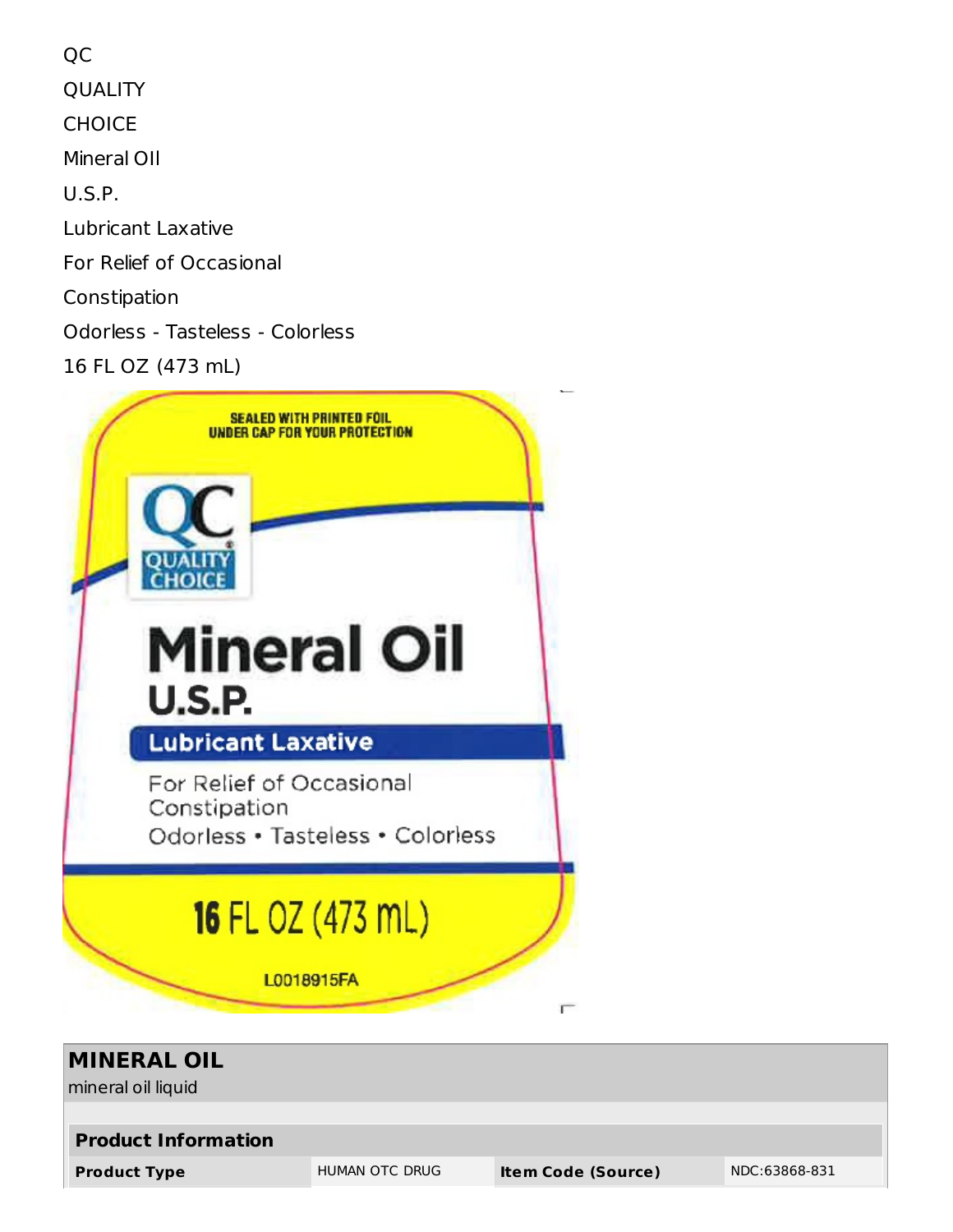QC

QUALITY

CHOICE

Mineral OIl

U.S.P.

Lubricant Laxative

For Relief of Occasional

Constipation

Odorless - Tasteless - Colorless

16 FL OZ (473 mL)

SEALED WITH PRINTED FOIL UNDER CAP FOR YOUR PROTECTION

QC QUALITY CHOICE

Mineral Oil

U.S.P.

Lubricant Laxative

For Relief of Occasional Constipation

Odorless • Tasteless • Colorless

16 FL OZ (473 mL)

L0018915FA

| **MINERAL OIL**<br>mineral oil liquid | | | |
|---|---|---|---|
| **Product Information** | | | |
| **Product Type** | HUMAN OTC DRUG | **Item Code (Source)** | NDC:63868-831 |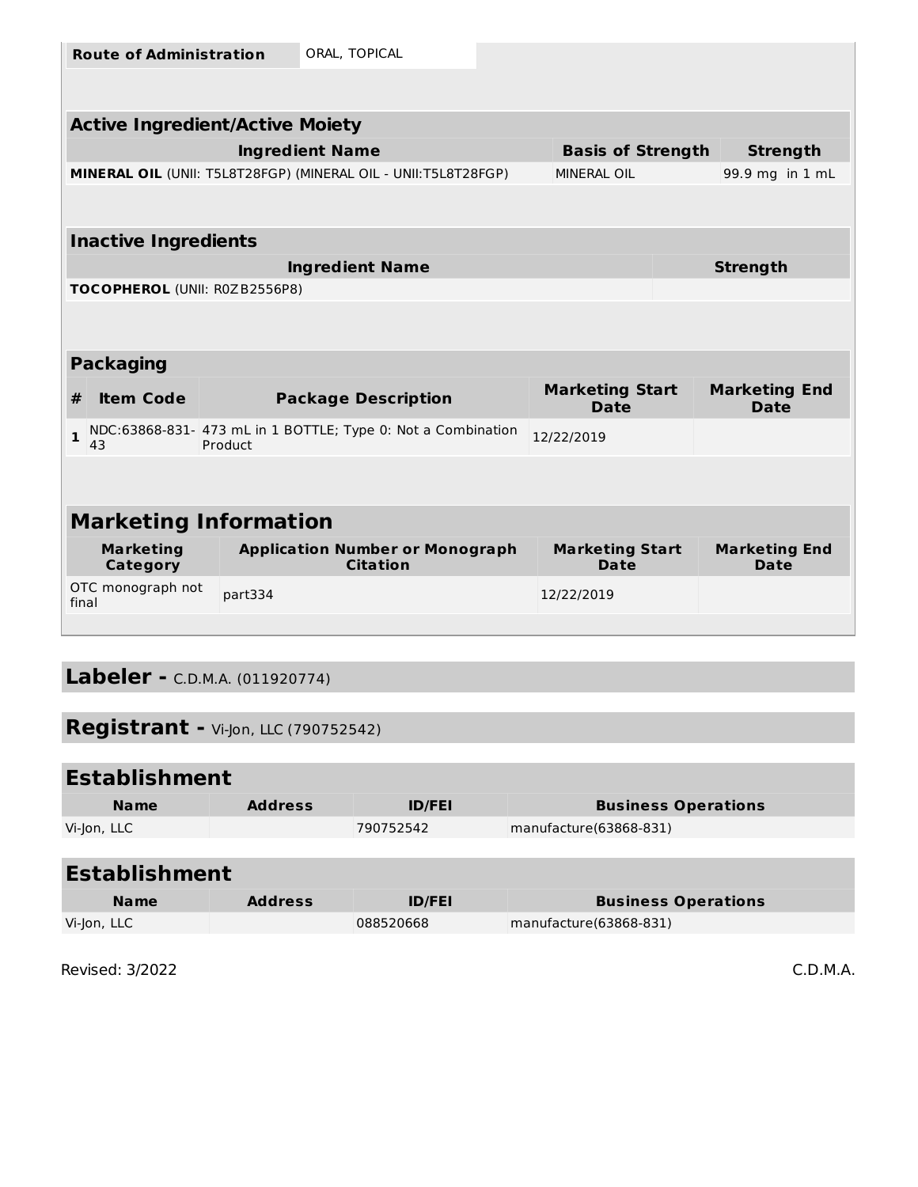| Route of Administration | ORAL, TOPICAL |
|---|---|

### Active Ingredient/Active Moiety

| Ingredient Name | Basis of Strength | Strength |
|---|---|---|
| **MINERAL OIL** (UNII: T5L8T28FGP) (MINERAL OIL - UNII:T5L8T28FGP) | MINERAL OIL | 99.9 mg in 1 mL |

### Inactive Ingredients

| Ingredient Name | Strength |
|---|---|
| **TOCOPHEROL** (UNII: R0ZB2556P8) | |

### Packaging

| # | Item Code | Package Description | Marketing Start Date | Marketing End Date |
|---|---|---|---|---|
| 1 | NDC:63868-831-43 | 473 mL in 1 BOTTLE; Type 0: Not a Combination Product | 12/22/2019 | |

### Marketing Information

| Marketing Category | Application Number or Monograph Citation | Marketing Start Date | Marketing End Date |
|---|---|---|---|
| OTC monograph not final | part334 | 12/22/2019 | |

## Labeler - C.D.M.A. (011920774)

## Registrant - Vi-Jon, LLC (790752542)

## Establishment

| Name | Address | ID/FEI | Business Operations |
|---|---|---|---|
| Vi-Jon, LLC | | 790752542 | manufacture(63868-831) |

## Establishment

| Name | Address | ID/FEI | Business Operations |
|---|---|---|---|
| Vi-Jon, LLC | | 088520668 | manufacture(63868-831) |

Revised: 3/2022

C.D.M.A.